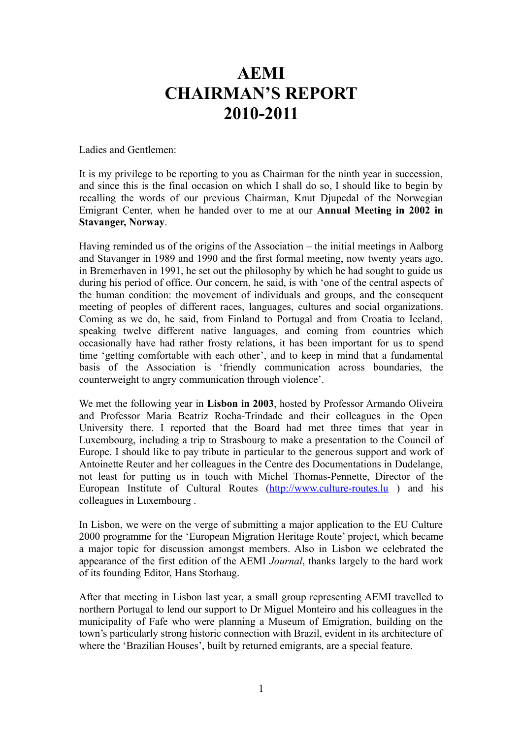# AEMI
# CHAIRMAN'S REPORT
# 2010-2011

Ladies and Gentlemen:

It is my privilege to be reporting to you as Chairman for the ninth year in succession, and since this is the final occasion on which I shall do so, I should like to begin by recalling the words of our previous Chairman, Knut Djupedal of the Norwegian Emigrant Center, when he handed over to me at our **Annual Meeting in 2002 in Stavanger, Norway**.

Having reminded us of the origins of the Association – the initial meetings in Aalborg and Stavanger in 1989 and 1990 and the first formal meeting, now twenty years ago, in Bremerhaven in 1991, he set out the philosophy by which he had sought to guide us during his period of office. Our concern, he said, is with 'one of the central aspects of the human condition: the movement of individuals and groups, and the consequent meeting of peoples of different races, languages, cultures and social organizations. Coming as we do, he said, from Finland to Portugal and from Croatia to Iceland, speaking twelve different native languages, and coming from countries which occasionally have had rather frosty relations, it has been important for us to spend time 'getting comfortable with each other', and to keep in mind that a fundamental basis of the Association is 'friendly communication across boundaries, the counterweight to angry communication through violence'.

We met the following year in **Lisbon in 2003**, hosted by Professor Armando Oliveira and Professor Maria Beatriz Rocha-Trindade and their colleagues in the Open University there. I reported that the Board had met three times that year in Luxembourg, including a trip to Strasbourg to make a presentation to the Council of Europe. I should like to pay tribute in particular to the generous support and work of Antoinette Reuter and her colleagues in the Centre des Documentations in Dudelange, not least for putting us in touch with Michel Thomas-Pennette, Director of the European Institute of Cultural Routes (http://www.culture-routes.lu ) and his colleagues in Luxembourg .

In Lisbon, we were on the verge of submitting a major application to the EU Culture 2000 programme for the 'European Migration Heritage Route' project, which became a major topic for discussion amongst members. Also in Lisbon we celebrated the appearance of the first edition of the AEMI *Journal*, thanks largely to the hard work of its founding Editor, Hans Storhaug.

After that meeting in Lisbon last year, a small group representing AEMI travelled to northern Portugal to lend our support to Dr Miguel Monteiro and his colleagues in the municipality of Fafe who were planning a Museum of Emigration, building on the town's particularly strong historic connection with Brazil, evident in its architecture of where the 'Brazilian Houses', built by returned emigrants, are a special feature.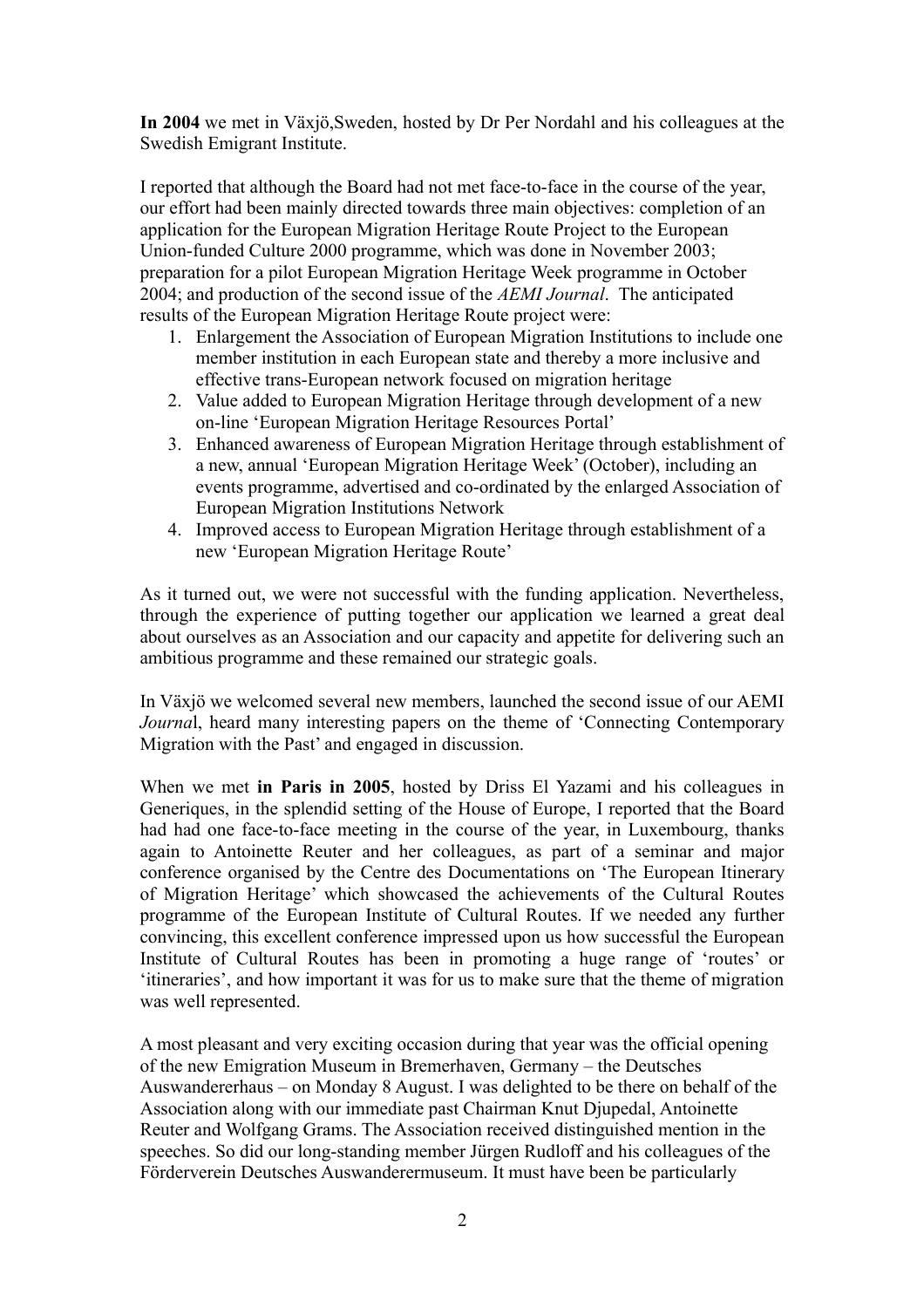**In 2004** we met in Växjö,Sweden, hosted by Dr Per Nordahl and his colleagues at the Swedish Emigrant Institute.

I reported that although the Board had not met face-to-face in the course of the year, our effort had been mainly directed towards three main objectives: completion of an application for the European Migration Heritage Route Project to the European Union-funded Culture 2000 programme, which was done in November 2003; preparation for a pilot European Migration Heritage Week programme in October 2004; and production of the second issue of the *AEMI Journal*. The anticipated results of the European Migration Heritage Route project were:

1. Enlargement the Association of European Migration Institutions to include one member institution in each European state and thereby a more inclusive and effective trans-European network focused on migration heritage
2. Value added to European Migration Heritage through development of a new on-line 'European Migration Heritage Resources Portal'
3. Enhanced awareness of European Migration Heritage through establishment of a new, annual 'European Migration Heritage Week' (October), including an events programme, advertised and co-ordinated by the enlarged Association of European Migration Institutions Network
4. Improved access to European Migration Heritage through establishment of a new 'European Migration Heritage Route'

As it turned out, we were not successful with the funding application. Nevertheless, through the experience of putting together our application we learned a great deal about ourselves as an Association and our capacity and appetite for delivering such an ambitious programme and these remained our strategic goals.

In Växjö we welcomed several new members, launched the second issue of our AEMI *Journa*l, heard many interesting papers on the theme of 'Connecting Contemporary Migration with the Past' and engaged in discussion.

When we met **in Paris in 2005**, hosted by Driss El Yazami and his colleagues in Generiques, in the splendid setting of the House of Europe, I reported that the Board had had one face-to-face meeting in the course of the year, in Luxembourg, thanks again to Antoinette Reuter and her colleagues, as part of a seminar and major conference organised by the Centre des Documentations on 'The European Itinerary of Migration Heritage' which showcased the achievements of the Cultural Routes programme of the European Institute of Cultural Routes. If we needed any further convincing, this excellent conference impressed upon us how successful the European Institute of Cultural Routes has been in promoting a huge range of 'routes' or 'itineraries', and how important it was for us to make sure that the theme of migration was well represented.

A most pleasant and very exciting occasion during that year was the official opening of the new Emigration Museum in Bremerhaven, Germany – the Deutsches Auswandererhaus – on Monday 8 August. I was delighted to be there on behalf of the Association along with our immediate past Chairman Knut Djupedal, Antoinette Reuter and Wolfgang Grams. The Association received distinguished mention in the speeches. So did our long-standing member Jürgen Rudloff and his colleagues of the Förderverein Deutsches Auswanderermuseum. It must have been be particularly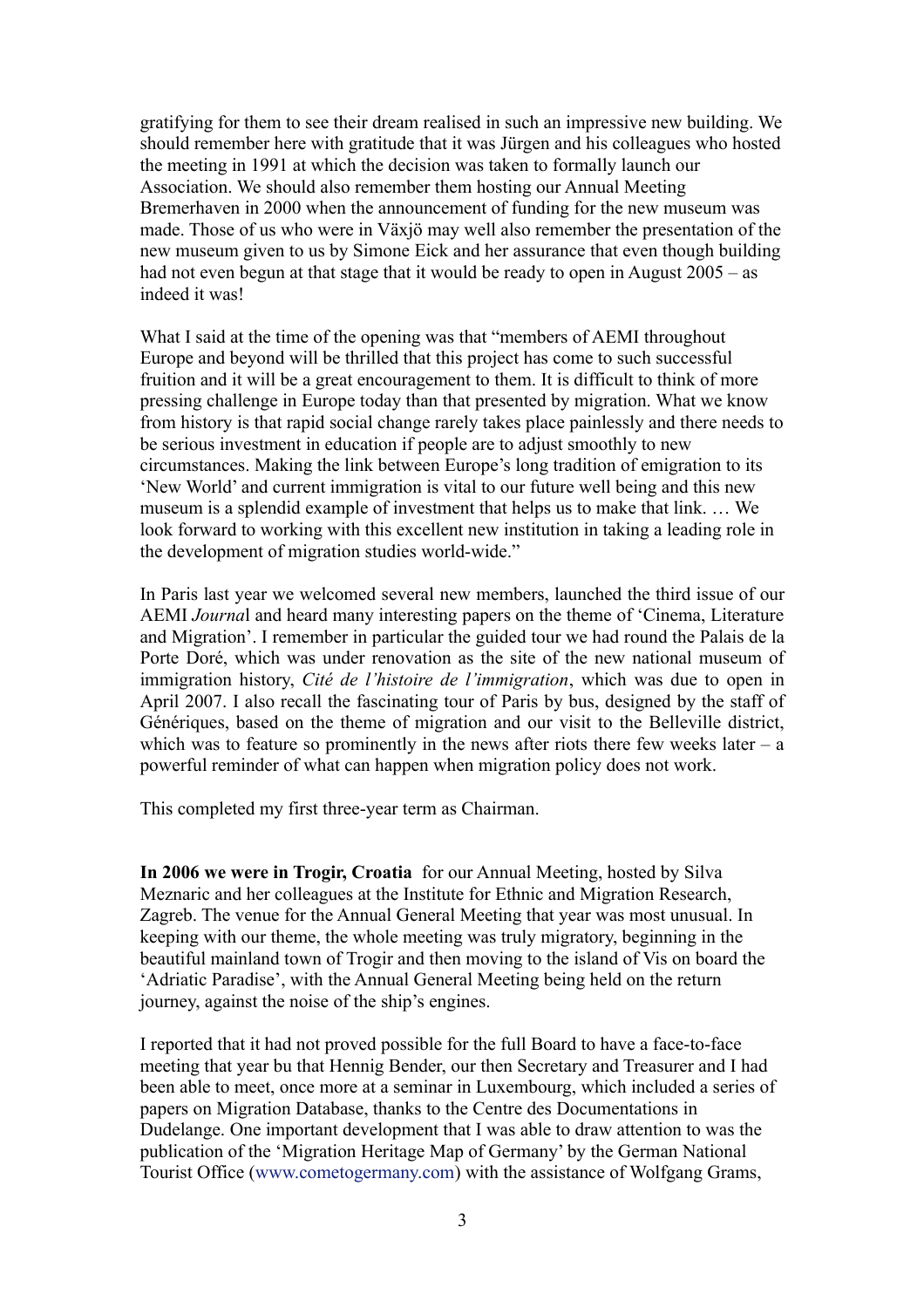gratifying for them to see their dream realised in such an impressive new building. We should remember here with gratitude that it was Jürgen and his colleagues who hosted the meeting in 1991 at which the decision was taken to formally launch our Association. We should also remember them hosting our Annual Meeting Bremerhaven in 2000 when the announcement of funding for the new museum was made. Those of us who were in Växjö may well also remember the presentation of the new museum given to us by Simone Eick and her assurance that even though building had not even begun at that stage that it would be ready to open in August 2005 – as indeed it was!

What I said at the time of the opening was that "members of AEMI throughout Europe and beyond will be thrilled that this project has come to such successful fruition and it will be a great encouragement to them. It is difficult to think of more pressing challenge in Europe today than that presented by migration. What we know from history is that rapid social change rarely takes place painlessly and there needs to be serious investment in education if people are to adjust smoothly to new circumstances. Making the link between Europe's long tradition of emigration to its 'New World' and current immigration is vital to our future well being and this new museum is a splendid example of investment that helps us to make that link. … We look forward to working with this excellent new institution in taking a leading role in the development of migration studies world-wide."

In Paris last year we welcomed several new members, launched the third issue of our AEMI *Journa*l and heard many interesting papers on the theme of 'Cinema, Literature and Migration'. I remember in particular the guided tour we had round the Palais de la Porte Doré, which was under renovation as the site of the new national museum of immigration history, *Cité de l'histoire de l'immigration*, which was due to open in April 2007. I also recall the fascinating tour of Paris by bus, designed by the staff of Génériques, based on the theme of migration and our visit to the Belleville district, which was to feature so prominently in the news after riots there few weeks later – a powerful reminder of what can happen when migration policy does not work.

This completed my first three-year term as Chairman.

**In 2006 we were in Trogir, Croatia** for our Annual Meeting, hosted by Silva Meznaric and her colleagues at the Institute for Ethnic and Migration Research, Zagreb. The venue for the Annual General Meeting that year was most unusual. In keeping with our theme, the whole meeting was truly migratory, beginning in the beautiful mainland town of Trogir and then moving to the island of Vis on board the 'Adriatic Paradise', with the Annual General Meeting being held on the return journey, against the noise of the ship's engines.

I reported that it had not proved possible for the full Board to have a face-to-face meeting that year bu that Hennig Bender, our then Secretary and Treasurer and I had been able to meet, once more at a seminar in Luxembourg, which included a series of papers on Migration Database, thanks to the Centre des Documentations in Dudelange. One important development that I was able to draw attention to was the publication of the 'Migration Heritage Map of Germany' by the German National Tourist Office (www.cometogermany.com) with the assistance of Wolfgang Grams,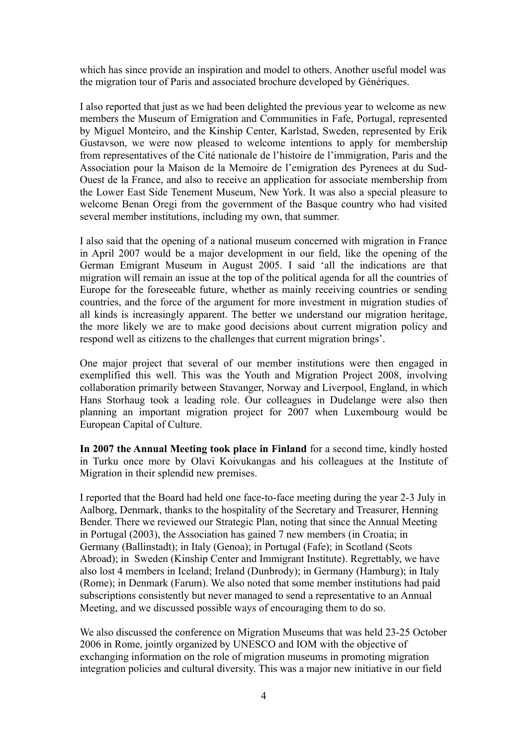which has since provide an inspiration and model to others. Another useful model was the migration tour of Paris and associated brochure developed by Génériques.

I also reported that just as we had been delighted the previous year to welcome as new members the Museum of Emigration and Communities in Fafe, Portugal, represented by Miguel Monteiro, and the Kinship Center, Karlstad, Sweden, represented by Erik Gustavson, we were now pleased to welcome intentions to apply for membership from representatives of the Cité nationale de l'histoire de l'immigration, Paris and the Association pour la Maison de la Memoire de l'emigration des Pyrenees at du Sud-Ouest de la France, and also to receive an application for associate membership from the Lower East Side Tenement Museum, New York. It was also a special pleasure to welcome Benan Oregi from the government of the Basque country who had visited several member institutions, including my own, that summer.

I also said that the opening of a national museum concerned with migration in France in April 2007 would be a major development in our field, like the opening of the German Emigrant Museum in August 2005. I said 'all the indications are that migration will remain an issue at the top of the political agenda for all the countries of Europe for the foreseeable future, whether as mainly receiving countries or sending countries, and the force of the argument for more investment in migration studies of all kinds is increasingly apparent. The better we understand our migration heritage, the more likely we are to make good decisions about current migration policy and respond well as citizens to the challenges that current migration brings'.

One major project that several of our member institutions were then engaged in exemplified this well. This was the Youth and Migration Project 2008, involving collaboration primarily between Stavanger, Norway and Liverpool, England, in which Hans Storhaug took a leading role. Our colleagues in Dudelange were also then planning an important migration project for 2007 when Luxembourg would be European Capital of Culture.

**In 2007 the Annual Meeting took place in Finland** for a second time, kindly hosted in Turku once more by Olavi Koivukangas and his colleagues at the Institute of Migration in their splendid new premises.

I reported that the Board had held one face-to-face meeting during the year 2-3 July in Aalborg, Denmark, thanks to the hospitality of the Secretary and Treasurer, Henning Bender. There we reviewed our Strategic Plan, noting that since the Annual Meeting in Portugal (2003), the Association has gained 7 new members (in Croatia; in Germany (Ballinstadt); in Italy (Genoa); in Portugal (Fafe); in Scotland (Scots Abroad); in Sweden (Kinship Center and Immigrant Institute). Regrettably, we have also lost 4 members in Iceland; Ireland (Dunbrody); in Germany (Hamburg); in Italy (Rome); in Denmark (Farum). We also noted that some member institutions had paid subscriptions consistently but never managed to send a representative to an Annual Meeting, and we discussed possible ways of encouraging them to do so.

We also discussed the conference on Migration Museums that was held 23-25 October 2006 in Rome, jointly organized by UNESCO and IOM with the objective of exchanging information on the role of migration museums in promoting migration integration policies and cultural diversity. This was a major new initiative in our field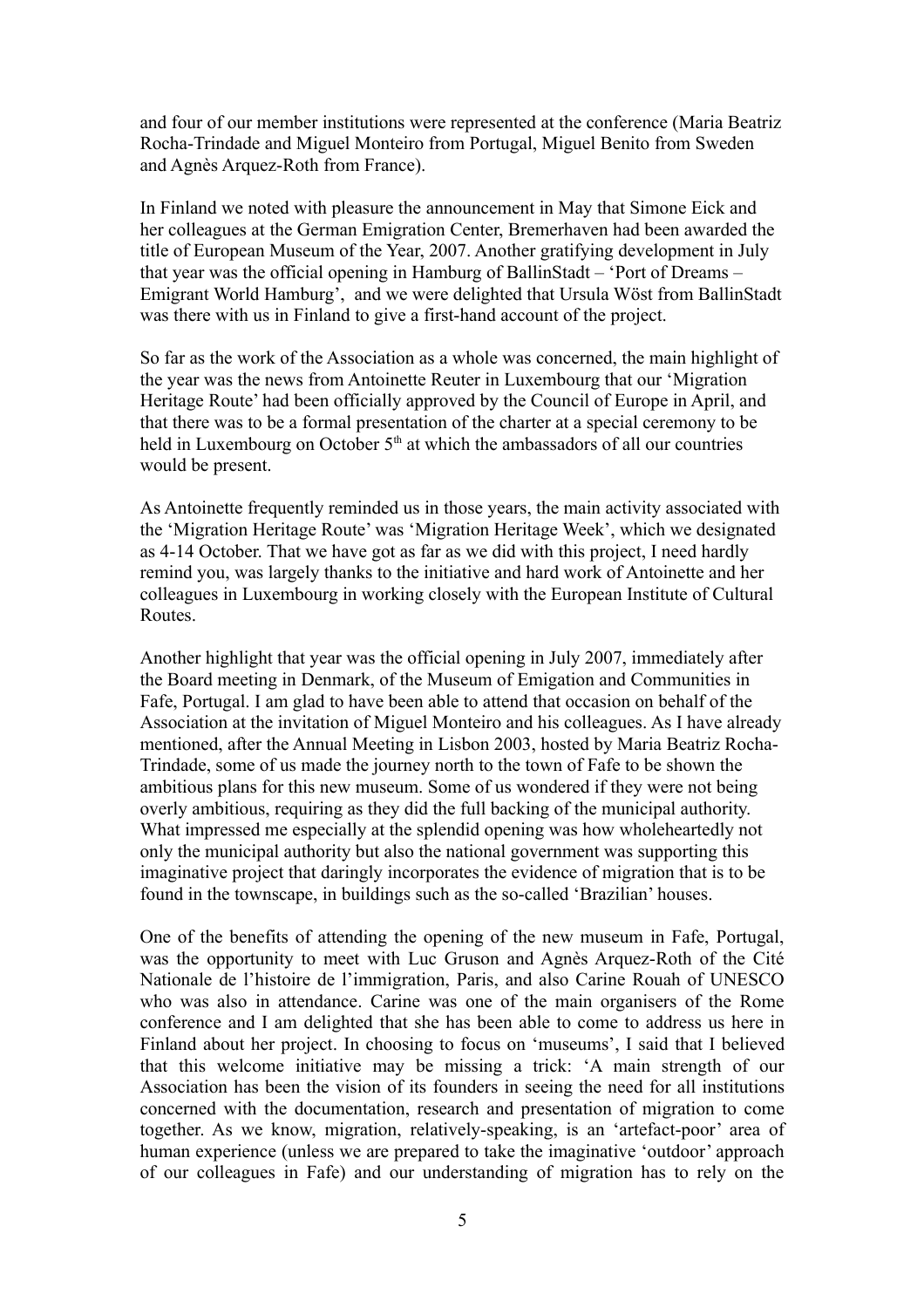and four of our member institutions were represented at the conference (Maria Beatriz Rocha-Trindade and Miguel Monteiro from Portugal, Miguel Benito from Sweden and Agnès Arquez-Roth from France).

In Finland we noted with pleasure the announcement in May that Simone Eick and her colleagues at the German Emigration Center, Bremerhaven had been awarded the title of European Museum of the Year, 2007. Another gratifying development in July that year was the official opening in Hamburg of BallinStadt – 'Port of Dreams – Emigrant World Hamburg', and we were delighted that Ursula Wöst from BallinStadt was there with us in Finland to give a first-hand account of the project.

So far as the work of the Association as a whole was concerned, the main highlight of the year was the news from Antoinette Reuter in Luxembourg that our 'Migration Heritage Route' had been officially approved by the Council of Europe in April, and that there was to be a formal presentation of the charter at a special ceremony to be held in Luxembourg on October 5th at which the ambassadors of all our countries would be present.

As Antoinette frequently reminded us in those years, the main activity associated with the 'Migration Heritage Route' was 'Migration Heritage Week', which we designated as 4-14 October. That we have got as far as we did with this project, I need hardly remind you, was largely thanks to the initiative and hard work of Antoinette and her colleagues in Luxembourg in working closely with the European Institute of Cultural Routes.

Another highlight that year was the official opening in July 2007, immediately after the Board meeting in Denmark, of the Museum of Emigation and Communities in Fafe, Portugal. I am glad to have been able to attend that occasion on behalf of the Association at the invitation of Miguel Monteiro and his colleagues. As I have already mentioned, after the Annual Meeting in Lisbon 2003, hosted by Maria Beatriz Rocha-Trindade, some of us made the journey north to the town of Fafe to be shown the ambitious plans for this new museum. Some of us wondered if they were not being overly ambitious, requiring as they did the full backing of the municipal authority. What impressed me especially at the splendid opening was how wholeheartedly not only the municipal authority but also the national government was supporting this imaginative project that daringly incorporates the evidence of migration that is to be found in the townscape, in buildings such as the so-called 'Brazilian' houses.

One of the benefits of attending the opening of the new museum in Fafe, Portugal, was the opportunity to meet with Luc Gruson and Agnès Arquez-Roth of the Cité Nationale de l'histoire de l'immigration, Paris, and also Carine Rouah of UNESCO who was also in attendance. Carine was one of the main organisers of the Rome conference and I am delighted that she has been able to come to address us here in Finland about her project. In choosing to focus on 'museums', I said that I believed that this welcome initiative may be missing a trick: 'A main strength of our Association has been the vision of its founders in seeing the need for all institutions concerned with the documentation, research and presentation of migration to come together. As we know, migration, relatively-speaking, is an 'artefact-poor' area of human experience (unless we are prepared to take the imaginative 'outdoor' approach of our colleagues in Fafe) and our understanding of migration has to rely on the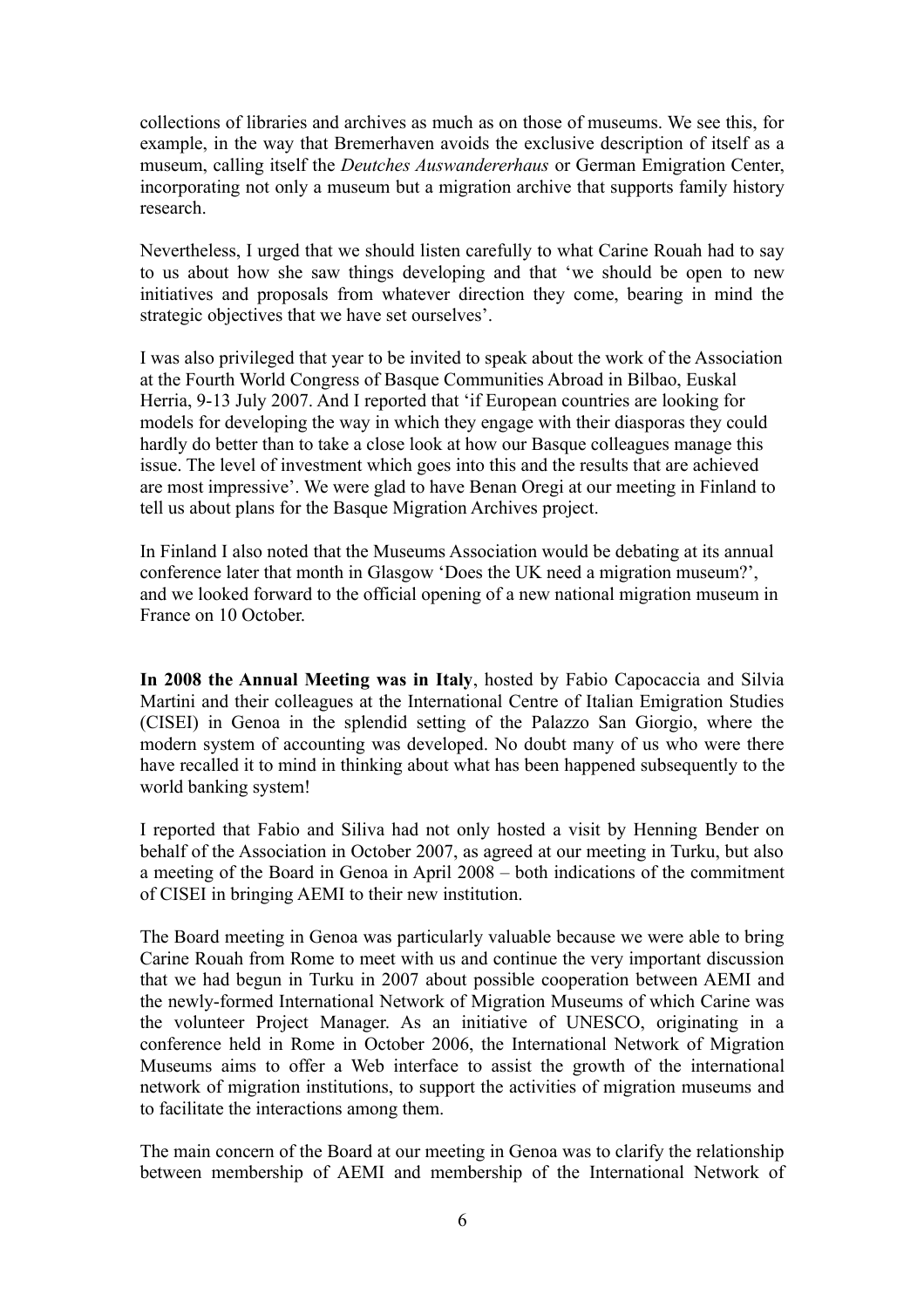collections of libraries and archives as much as on those of museums. We see this, for example, in the way that Bremerhaven avoids the exclusive description of itself as a museum, calling itself the *Deutches Auswandererhaus* or German Emigration Center, incorporating not only a museum but a migration archive that supports family history research.

Nevertheless, I urged that we should listen carefully to what Carine Rouah had to say to us about how she saw things developing and that 'we should be open to new initiatives and proposals from whatever direction they come, bearing in mind the strategic objectives that we have set ourselves'.

I was also privileged that year to be invited to speak about the work of the Association at the Fourth World Congress of Basque Communities Abroad in Bilbao, Euskal Herria, 9-13 July 2007. And I reported that 'if European countries are looking for models for developing the way in which they engage with their diasporas they could hardly do better than to take a close look at how our Basque colleagues manage this issue. The level of investment which goes into this and the results that are achieved are most impressive'. We were glad to have Benan Oregi at our meeting in Finland to tell us about plans for the Basque Migration Archives project.

In Finland I also noted that the Museums Association would be debating at its annual conference later that month in Glasgow 'Does the UK need a migration museum?', and we looked forward to the official opening of a new national migration museum in France on 10 October.

**In 2008 the Annual Meeting was in Italy**, hosted by Fabio Capocaccia and Silvia Martini and their colleagues at the International Centre of Italian Emigration Studies (CISEI) in Genoa in the splendid setting of the Palazzo San Giorgio, where the modern system of accounting was developed. No doubt many of us who were there have recalled it to mind in thinking about what has been happened subsequently to the world banking system!

I reported that Fabio and Siliva had not only hosted a visit by Henning Bender on behalf of the Association in October 2007, as agreed at our meeting in Turku, but also a meeting of the Board in Genoa in April 2008 – both indications of the commitment of CISEI in bringing AEMI to their new institution.

The Board meeting in Genoa was particularly valuable because we were able to bring Carine Rouah from Rome to meet with us and continue the very important discussion that we had begun in Turku in 2007 about possible cooperation between AEMI and the newly-formed International Network of Migration Museums of which Carine was the volunteer Project Manager. As an initiative of UNESCO, originating in a conference held in Rome in October 2006, the International Network of Migration Museums aims to offer a Web interface to assist the growth of the international network of migration institutions, to support the activities of migration museums and to facilitate the interactions among them.

The main concern of the Board at our meeting in Genoa was to clarify the relationship between membership of AEMI and membership of the International Network of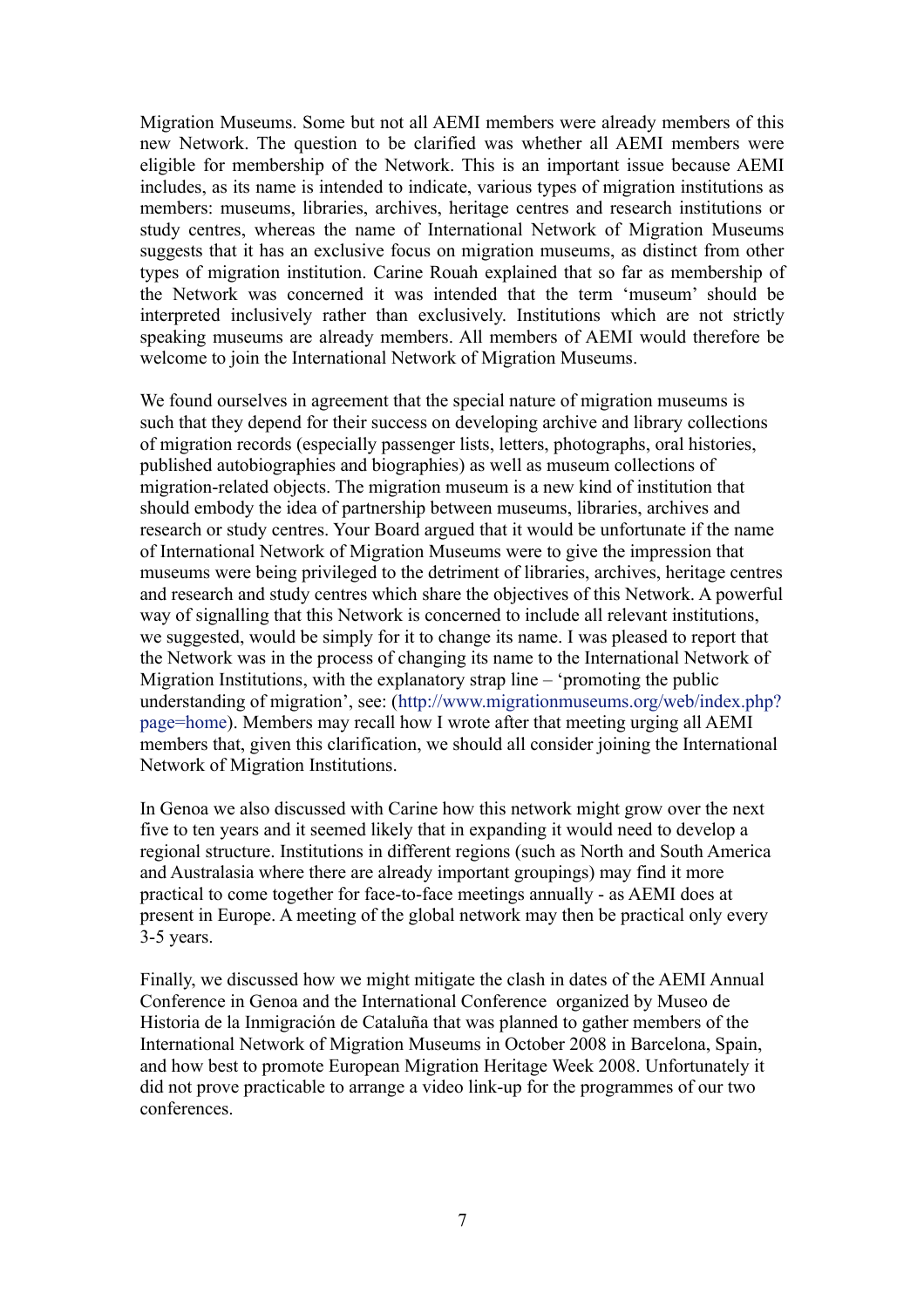Migration Museums. Some but not all AEMI members were already members of this new Network. The question to be clarified was whether all AEMI members were eligible for membership of the Network. This is an important issue because AEMI includes, as its name is intended to indicate, various types of migration institutions as members: museums, libraries, archives, heritage centres and research institutions or study centres, whereas the name of International Network of Migration Museums suggests that it has an exclusive focus on migration museums, as distinct from other types of migration institution. Carine Rouah explained that so far as membership of the Network was concerned it was intended that the term 'museum' should be interpreted inclusively rather than exclusively. Institutions which are not strictly speaking museums are already members. All members of AEMI would therefore be welcome to join the International Network of Migration Museums.

We found ourselves in agreement that the special nature of migration museums is such that they depend for their success on developing archive and library collections of migration records (especially passenger lists, letters, photographs, oral histories, published autobiographies and biographies) as well as museum collections of migration-related objects. The migration museum is a new kind of institution that should embody the idea of partnership between museums, libraries, archives and research or study centres. Your Board argued that it would be unfortunate if the name of International Network of Migration Museums were to give the impression that museums were being privileged to the detriment of libraries, archives, heritage centres and research and study centres which share the objectives of this Network. A powerful way of signalling that this Network is concerned to include all relevant institutions, we suggested, would be simply for it to change its name. I was pleased to report that the Network was in the process of changing its name to the International Network of Migration Institutions, with the explanatory strap line – 'promoting the public understanding of migration', see: (http://www.migrationmuseums.org/web/index.php?page=home). Members may recall how I wrote after that meeting urging all AEMI members that, given this clarification, we should all consider joining the International Network of Migration Institutions.

In Genoa we also discussed with Carine how this network might grow over the next five to ten years and it seemed likely that in expanding it would need to develop a regional structure. Institutions in different regions (such as North and South America and Australasia where there are already important groupings) may find it more practical to come together for face-to-face meetings annually - as AEMI does at present in Europe. A meeting of the global network may then be practical only every 3-5 years.

Finally, we discussed how we might mitigate the clash in dates of the AEMI Annual Conference in Genoa and the International Conference organized by Museo de Historia de la Inmigración de Cataluña that was planned to gather members of the International Network of Migration Museums in October 2008 in Barcelona, Spain, and how best to promote European Migration Heritage Week 2008. Unfortunately it did not prove practicable to arrange a video link-up for the programmes of our two conferences.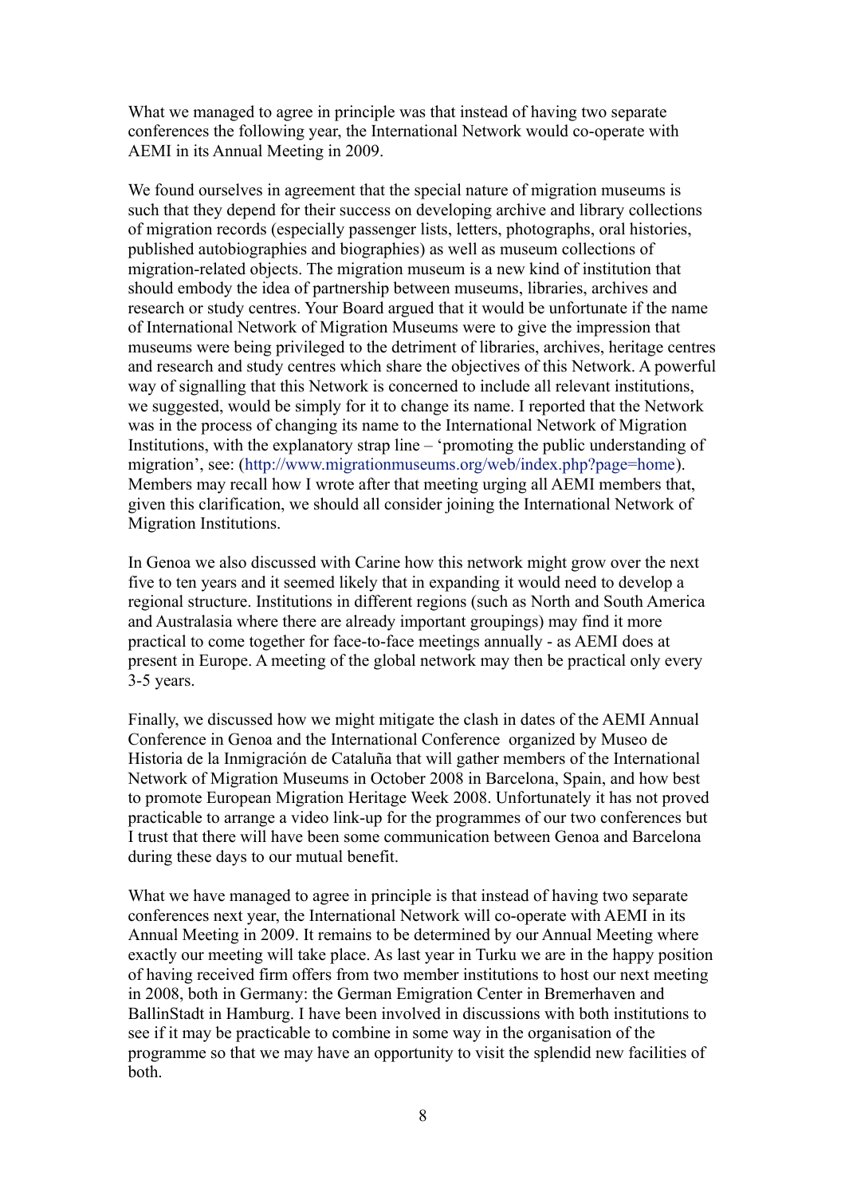What we managed to agree in principle was that instead of having two separate conferences the following year, the International Network would co-operate with AEMI in its Annual Meeting in 2009.

We found ourselves in agreement that the special nature of migration museums is such that they depend for their success on developing archive and library collections of migration records (especially passenger lists, letters, photographs, oral histories, published autobiographies and biographies) as well as museum collections of migration-related objects. The migration museum is a new kind of institution that should embody the idea of partnership between museums, libraries, archives and research or study centres. Your Board argued that it would be unfortunate if the name of International Network of Migration Museums were to give the impression that museums were being privileged to the detriment of libraries, archives, heritage centres and research and study centres which share the objectives of this Network. A powerful way of signalling that this Network is concerned to include all relevant institutions, we suggested, would be simply for it to change its name. I reported that the Network was in the process of changing its name to the International Network of Migration Institutions, with the explanatory strap line – 'promoting the public understanding of migration', see: (http://www.migrationmuseums.org/web/index.php?page=home). Members may recall how I wrote after that meeting urging all AEMI members that, given this clarification, we should all consider joining the International Network of Migration Institutions.

In Genoa we also discussed with Carine how this network might grow over the next five to ten years and it seemed likely that in expanding it would need to develop a regional structure. Institutions in different regions (such as North and South America and Australasia where there are already important groupings) may find it more practical to come together for face-to-face meetings annually - as AEMI does at present in Europe. A meeting of the global network may then be practical only every 3-5 years.

Finally, we discussed how we might mitigate the clash in dates of the AEMI Annual Conference in Genoa and the International Conference organized by Museo de Historia de la Inmigración de Cataluña that will gather members of the International Network of Migration Museums in October 2008 in Barcelona, Spain, and how best to promote European Migration Heritage Week 2008. Unfortunately it has not proved practicable to arrange a video link-up for the programmes of our two conferences but I trust that there will have been some communication between Genoa and Barcelona during these days to our mutual benefit.

What we have managed to agree in principle is that instead of having two separate conferences next year, the International Network will co-operate with AEMI in its Annual Meeting in 2009. It remains to be determined by our Annual Meeting where exactly our meeting will take place. As last year in Turku we are in the happy position of having received firm offers from two member institutions to host our next meeting in 2008, both in Germany: the German Emigration Center in Bremerhaven and BallinStadt in Hamburg. I have been involved in discussions with both institutions to see if it may be practicable to combine in some way in the organisation of the programme so that we may have an opportunity to visit the splendid new facilities of both.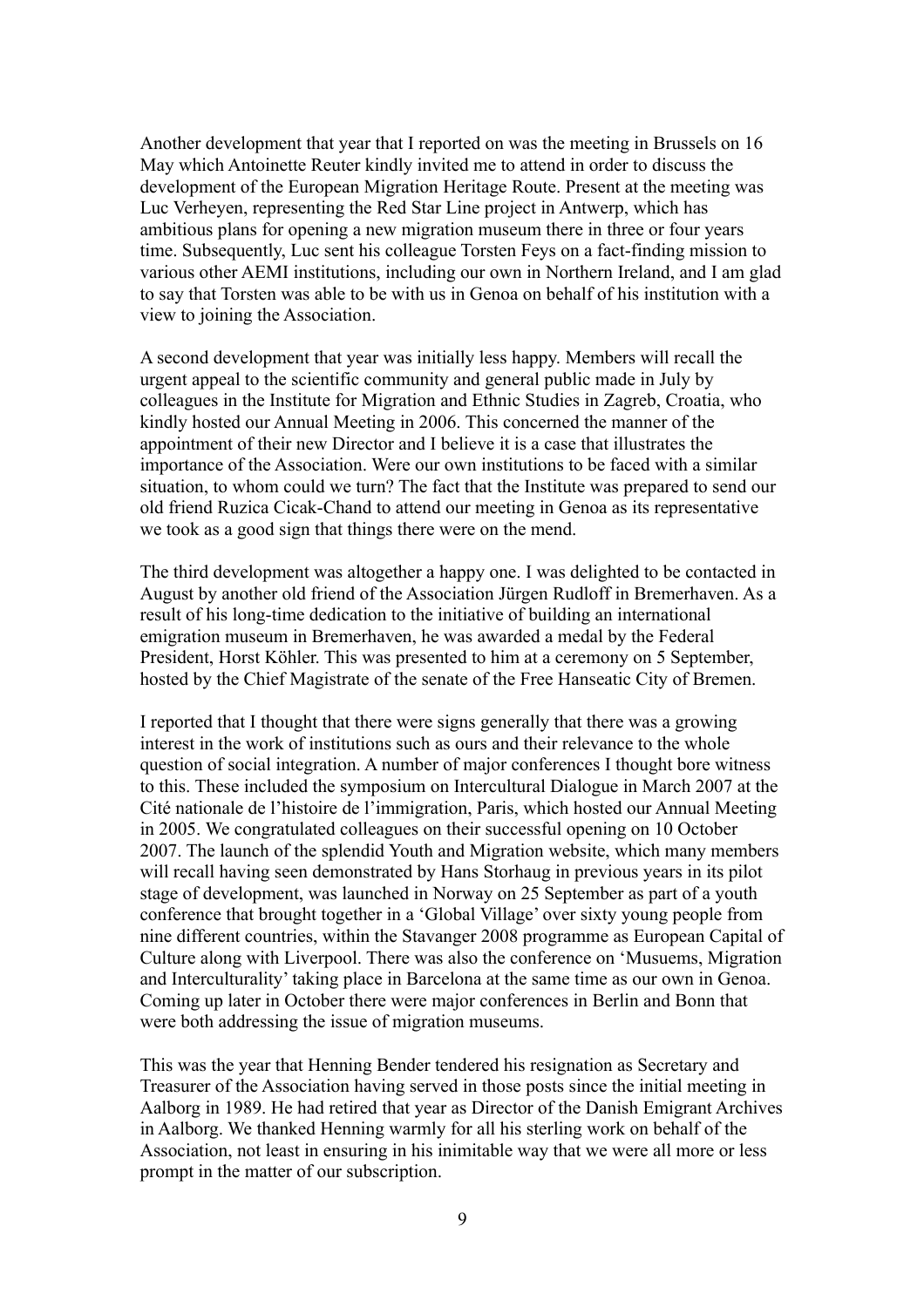Another development that year that I reported on was the meeting in Brussels on 16 May which Antoinette Reuter kindly invited me to attend in order to discuss the development of the European Migration Heritage Route. Present at the meeting was Luc Verheyen, representing the Red Star Line project in Antwerp, which has ambitious plans for opening a new migration museum there in three or four years time. Subsequently, Luc sent his colleague Torsten Feys on a fact-finding mission to various other AEMI institutions, including our own in Northern Ireland, and I am glad to say that Torsten was able to be with us in Genoa on behalf of his institution with a view to joining the Association.

A second development that year was initially less happy. Members will recall the urgent appeal to the scientific community and general public made in July by colleagues in the Institute for Migration and Ethnic Studies in Zagreb, Croatia, who kindly hosted our Annual Meeting in 2006. This concerned the manner of the appointment of their new Director and I believe it is a case that illustrates the importance of the Association. Were our own institutions to be faced with a similar situation, to whom could we turn? The fact that the Institute was prepared to send our old friend Ruzica Cicak-Chand to attend our meeting in Genoa as its representative we took as a good sign that things there were on the mend.

The third development was altogether a happy one. I was delighted to be contacted in August by another old friend of the Association Jürgen Rudloff in Bremerhaven. As a result of his long-time dedication to the initiative of building an international emigration museum in Bremerhaven, he was awarded a medal by the Federal President, Horst Köhler. This was presented to him at a ceremony on 5 September, hosted by the Chief Magistrate of the senate of the Free Hanseatic City of Bremen.

I reported that I thought that there were signs generally that there was a growing interest in the work of institutions such as ours and their relevance to the whole question of social integration. A number of major conferences I thought bore witness to this. These included the symposium on Intercultural Dialogue in March 2007 at the Cité nationale de l'histoire de l'immigration, Paris, which hosted our Annual Meeting in 2005. We congratulated colleagues on their successful opening on 10 October 2007. The launch of the splendid Youth and Migration website, which many members will recall having seen demonstrated by Hans Storhaug in previous years in its pilot stage of development, was launched in Norway on 25 September as part of a youth conference that brought together in a 'Global Village' over sixty young people from nine different countries, within the Stavanger 2008 programme as European Capital of Culture along with Liverpool. There was also the conference on 'Musuems, Migration and Interculturality' taking place in Barcelona at the same time as our own in Genoa. Coming up later in October there were major conferences in Berlin and Bonn that were both addressing the issue of migration museums.

This was the year that Henning Bender tendered his resignation as Secretary and Treasurer of the Association having served in those posts since the initial meeting in Aalborg in 1989. He had retired that year as Director of the Danish Emigrant Archives in Aalborg. We thanked Henning warmly for all his sterling work on behalf of the Association, not least in ensuring in his inimitable way that we were all more or less prompt in the matter of our subscription.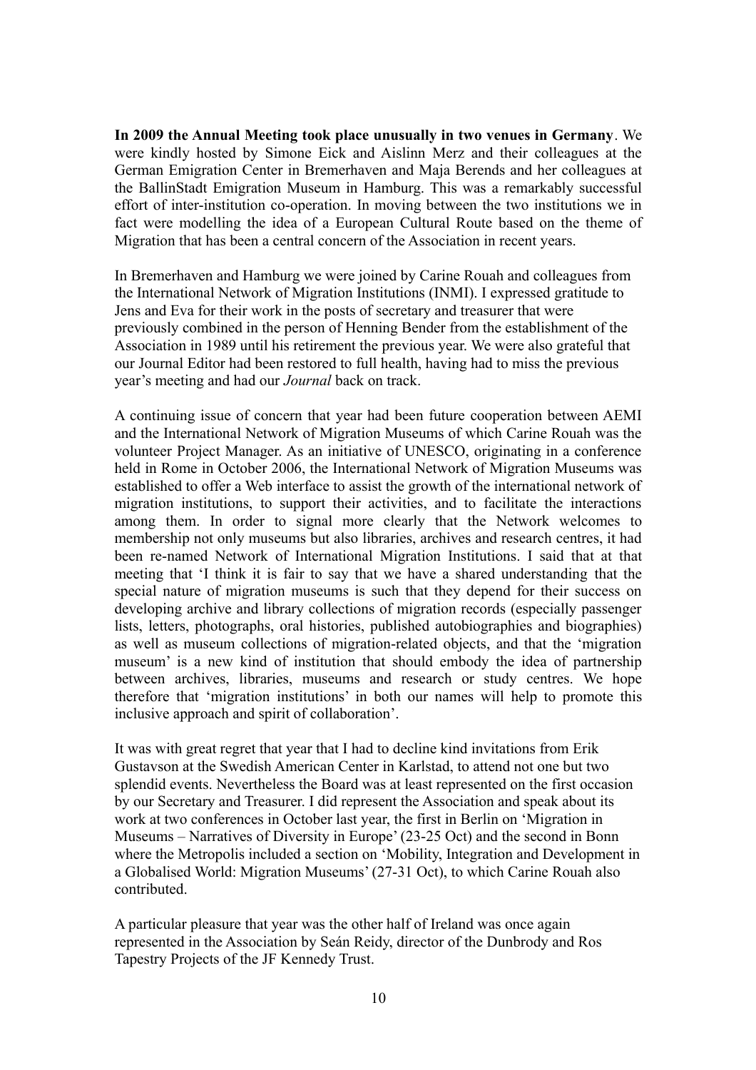**In 2009 the Annual Meeting took place unusually in two venues in Germany**. We were kindly hosted by Simone Eick and Aislinn Merz and their colleagues at the German Emigration Center in Bremerhaven and Maja Berends and her colleagues at the BallinStadt Emigration Museum in Hamburg. This was a remarkably successful effort of inter-institution co-operation. In moving between the two institutions we in fact were modelling the idea of a European Cultural Route based on the theme of Migration that has been a central concern of the Association in recent years.

In Bremerhaven and Hamburg we were joined by Carine Rouah and colleagues from the International Network of Migration Institutions (INMI). I expressed gratitude to Jens and Eva for their work in the posts of secretary and treasurer that were previously combined in the person of Henning Bender from the establishment of the Association in 1989 until his retirement the previous year. We were also grateful that our Journal Editor had been restored to full health, having had to miss the previous year's meeting and had our *Journal* back on track.

A continuing issue of concern that year had been future cooperation between AEMI and the International Network of Migration Museums of which Carine Rouah was the volunteer Project Manager. As an initiative of UNESCO, originating in a conference held in Rome in October 2006, the International Network of Migration Museums was established to offer a Web interface to assist the growth of the international network of migration institutions, to support their activities, and to facilitate the interactions among them. In order to signal more clearly that the Network welcomes to membership not only museums but also libraries, archives and research centres, it had been re-named Network of International Migration Institutions. I said that at that meeting that 'I think it is fair to say that we have a shared understanding that the special nature of migration museums is such that they depend for their success on developing archive and library collections of migration records (especially passenger lists, letters, photographs, oral histories, published autobiographies and biographies) as well as museum collections of migration-related objects, and that the 'migration museum' is a new kind of institution that should embody the idea of partnership between archives, libraries, museums and research or study centres. We hope therefore that 'migration institutions' in both our names will help to promote this inclusive approach and spirit of collaboration'.

It was with great regret that year that I had to decline kind invitations from Erik Gustavson at the Swedish American Center in Karlstad, to attend not one but two splendid events. Nevertheless the Board was at least represented on the first occasion by our Secretary and Treasurer. I did represent the Association and speak about its work at two conferences in October last year, the first in Berlin on 'Migration in Museums – Narratives of Diversity in Europe' (23-25 Oct) and the second in Bonn where the Metropolis included a section on 'Mobility, Integration and Development in a Globalised World: Migration Museums' (27-31 Oct), to which Carine Rouah also contributed.

A particular pleasure that year was the other half of Ireland was once again represented in the Association by Seán Reidy, director of the Dunbrody and Ros Tapestry Projects of the JF Kennedy Trust.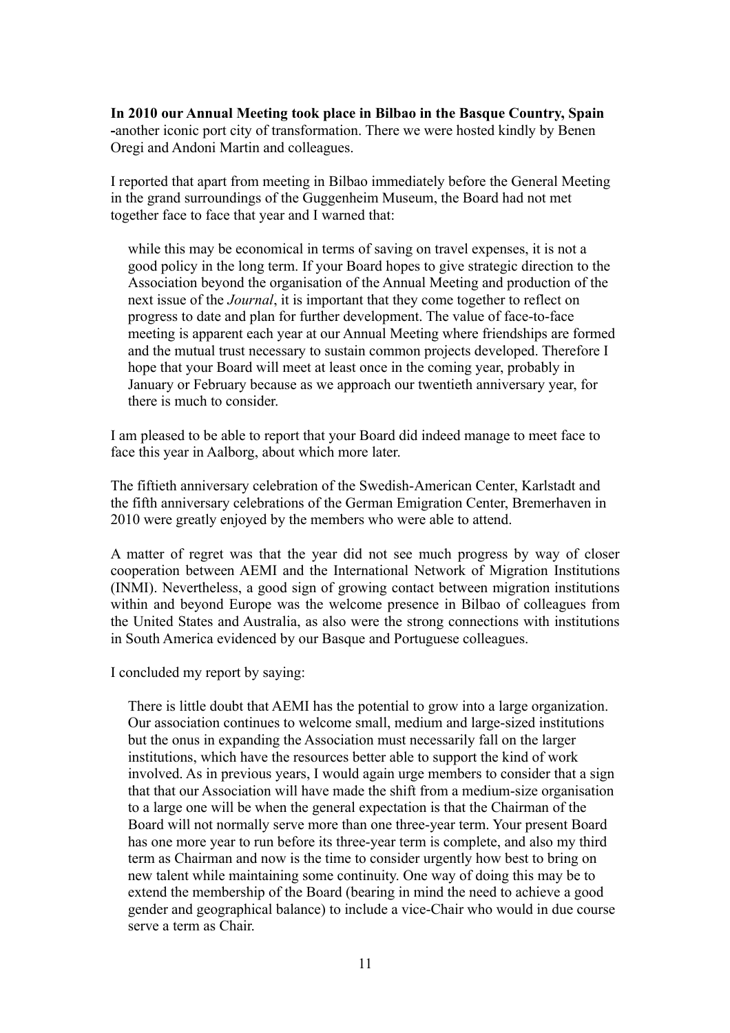**In 2010 our Annual Meeting took place in Bilbao in the Basque Country, Spain** -another iconic port city of transformation. There we were hosted kindly by Benen Oregi and Andoni Martin and colleagues.

I reported that apart from meeting in Bilbao immediately before the General Meeting in the grand surroundings of the Guggenheim Museum, the Board had not met together face to face that year and I warned that:

> while this may be economical in terms of saving on travel expenses, it is not a good policy in the long term. If your Board hopes to give strategic direction to the Association beyond the organisation of the Annual Meeting and production of the next issue of the *Journal*, it is important that they come together to reflect on progress to date and plan for further development. The value of face-to-face meeting is apparent each year at our Annual Meeting where friendships are formed and the mutual trust necessary to sustain common projects developed. Therefore I hope that your Board will meet at least once in the coming year, probably in January or February because as we approach our twentieth anniversary year, for there is much to consider.

I am pleased to be able to report that your Board did indeed manage to meet face to face this year in Aalborg, about which more later.

The fiftieth anniversary celebration of the Swedish-American Center, Karlstadt and the fifth anniversary celebrations of the German Emigration Center, Bremerhaven in 2010 were greatly enjoyed by the members who were able to attend.

A matter of regret was that the year did not see much progress by way of closer cooperation between AEMI and the International Network of Migration Institutions (INMI). Nevertheless, a good sign of growing contact between migration institutions within and beyond Europe was the welcome presence in Bilbao of colleagues from the United States and Australia, as also were the strong connections with institutions in South America evidenced by our Basque and Portuguese colleagues.

I concluded my report by saying:

> There is little doubt that AEMI has the potential to grow into a large organization. Our association continues to welcome small, medium and large-sized institutions but the onus in expanding the Association must necessarily fall on the larger institutions, which have the resources better able to support the kind of work involved. As in previous years, I would again urge members to consider that a sign that that our Association will have made the shift from a medium-size organisation to a large one will be when the general expectation is that the Chairman of the Board will not normally serve more than one three-year term. Your present Board has one more year to run before its three-year term is complete, and also my third term as Chairman and now is the time to consider urgently how best to bring on new talent while maintaining some continuity. One way of doing this may be to extend the membership of the Board (bearing in mind the need to achieve a good gender and geographical balance) to include a vice-Chair who would in due course serve a term as Chair.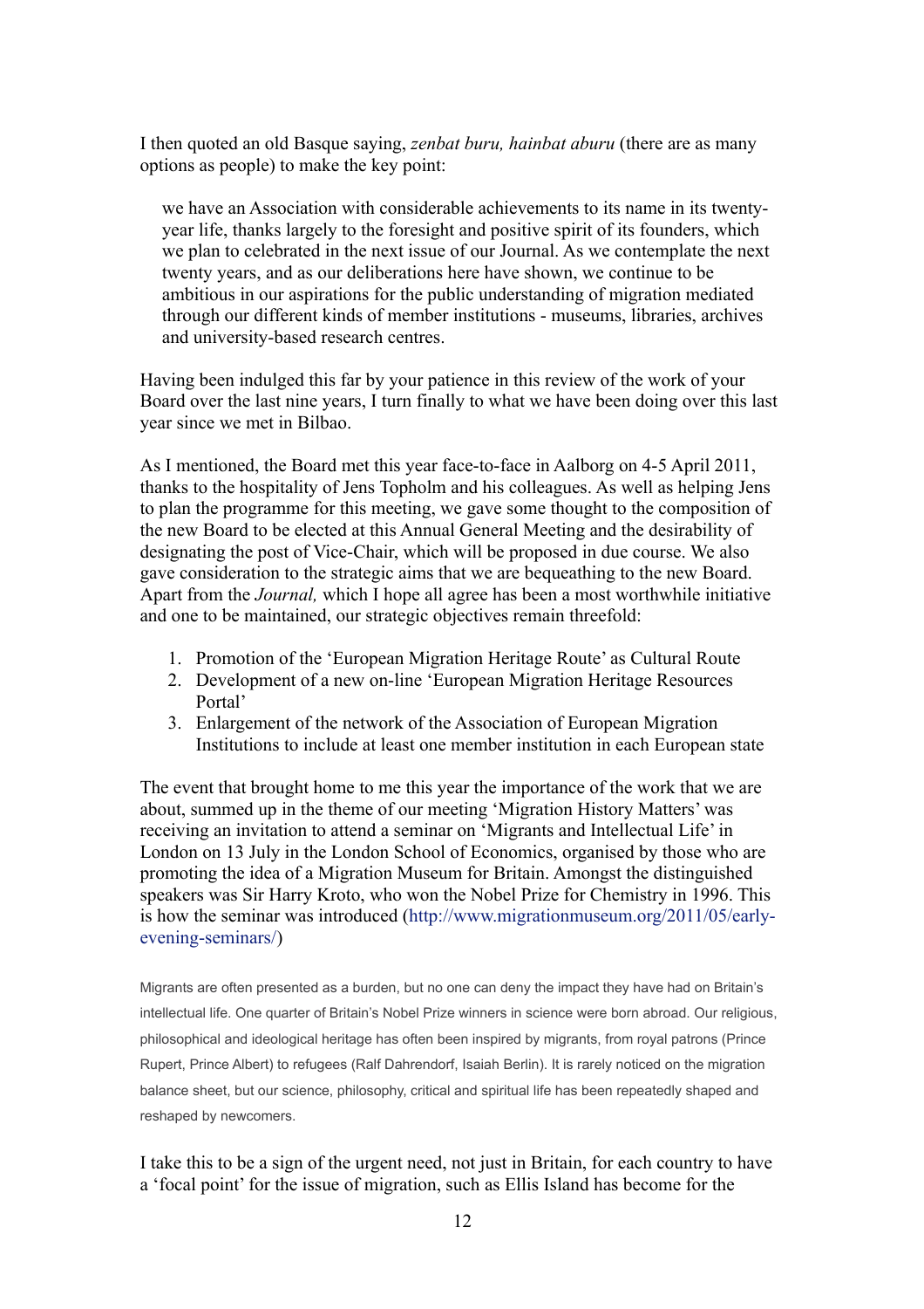I then quoted an old Basque saying, *zenbat buru, hainbat aburu* (there are as many options as people) to make the key point:

> we have an Association with considerable achievements to its name in its twenty-year life, thanks largely to the foresight and positive spirit of its founders, which we plan to celebrated in the next issue of our Journal. As we contemplate the next twenty years, and as our deliberations here have shown, we continue to be ambitious in our aspirations for the public understanding of migration mediated through our different kinds of member institutions - museums, libraries, archives and university-based research centres.

Having been indulged this far by your patience in this review of the work of your Board over the last nine years, I turn finally to what we have been doing over this last year since we met in Bilbao.

As I mentioned, the Board met this year face-to-face in Aalborg on 4-5 April 2011, thanks to the hospitality of Jens Topholm and his colleagues. As well as helping Jens to plan the programme for this meeting, we gave some thought to the composition of the new Board to be elected at this Annual General Meeting and the desirability of designating the post of Vice-Chair, which will be proposed in due course. We also gave consideration to the strategic aims that we are bequeathing to the new Board. Apart from the *Journal,* which I hope all agree has been a most worthwhile initiative and one to be maintained, our strategic objectives remain threefold:

1. Promotion of the 'European Migration Heritage Route' as Cultural Route
2. Development of a new on-line 'European Migration Heritage Resources Portal'
3. Enlargement of the network of the Association of European Migration Institutions to include at least one member institution in each European state

The event that brought home to me this year the importance of the work that we are about, summed up in the theme of our meeting 'Migration History Matters' was receiving an invitation to attend a seminar on 'Migrants and Intellectual Life' in London on 13 July in the London School of Economics, organised by those who are promoting the idea of a Migration Museum for Britain. Amongst the distinguished speakers was Sir Harry Kroto, who won the Nobel Prize for Chemistry in 1996. This is how the seminar was introduced (http://www.migrationmuseum.org/2011/05/early-evening-seminars/)

> Migrants are often presented as a burden, but no one can deny the impact they have had on Britain's intellectual life. One quarter of Britain's Nobel Prize winners in science were born abroad. Our religious, philosophical and ideological heritage has often been inspired by migrants, from royal patrons (Prince Rupert, Prince Albert) to refugees (Ralf Dahrendorf, Isaiah Berlin). It is rarely noticed on the migration balance sheet, but our science, philosophy, critical and spiritual life has been repeatedly shaped and reshaped by newcomers.

I take this to be a sign of the urgent need, not just in Britain, for each country to have a 'focal point' for the issue of migration, such as Ellis Island has become for the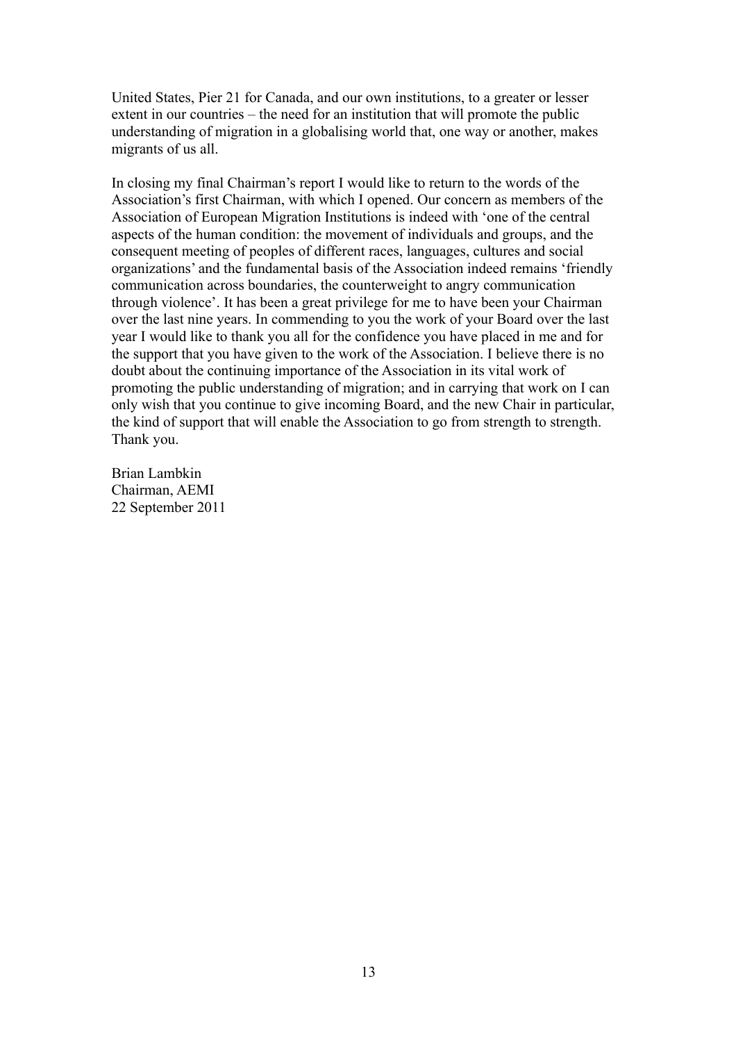United States, Pier 21 for Canada, and our own institutions, to a greater or lesser extent in our countries – the need for an institution that will promote the public understanding of migration in a globalising world that, one way or another, makes migrants of us all.

In closing my final Chairman's report I would like to return to the words of the Association's first Chairman, with which I opened. Our concern as members of the Association of European Migration Institutions is indeed with 'one of the central aspects of the human condition: the movement of individuals and groups, and the consequent meeting of peoples of different races, languages, cultures and social organizations' and the fundamental basis of the Association indeed remains 'friendly communication across boundaries, the counterweight to angry communication through violence'. It has been a great privilege for me to have been your Chairman over the last nine years. In commending to you the work of your Board over the last year I would like to thank you all for the confidence you have placed in me and for the support that you have given to the work of the Association. I believe there is no doubt about the continuing importance of the Association in its vital work of promoting the public understanding of migration; and in carrying that work on I can only wish that you continue to give incoming Board, and the new Chair in particular, the kind of support that will enable the Association to go from strength to strength. Thank you.

Brian Lambkin
Chairman, AEMI
22 September 2011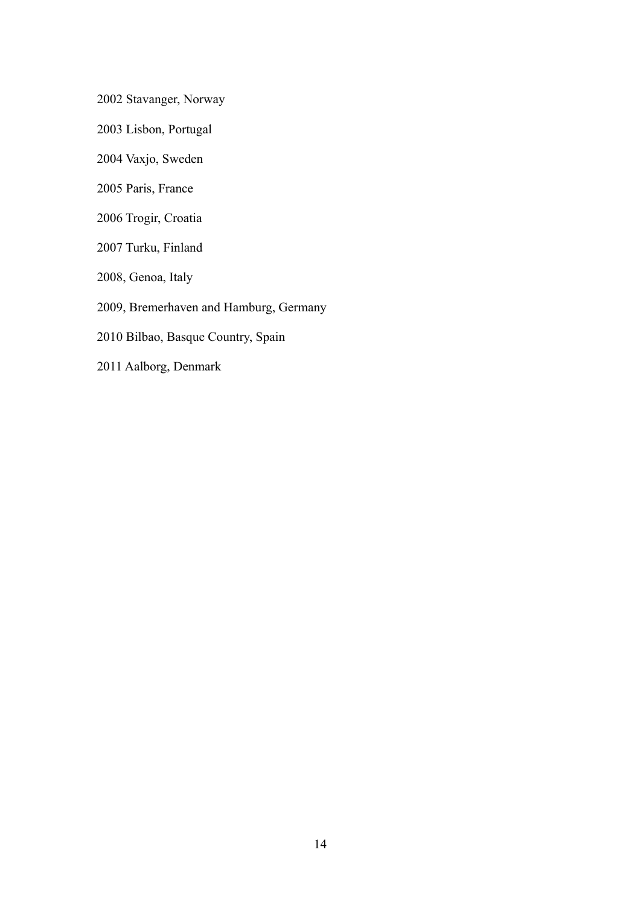2002 Stavanger, Norway

2003 Lisbon, Portugal

2004 Vaxjo, Sweden

2005 Paris, France

2006 Trogir, Croatia

2007 Turku, Finland

2008, Genoa, Italy

2009, Bremerhaven and Hamburg, Germany

2010 Bilbao, Basque Country, Spain

2011 Aalborg, Denmark